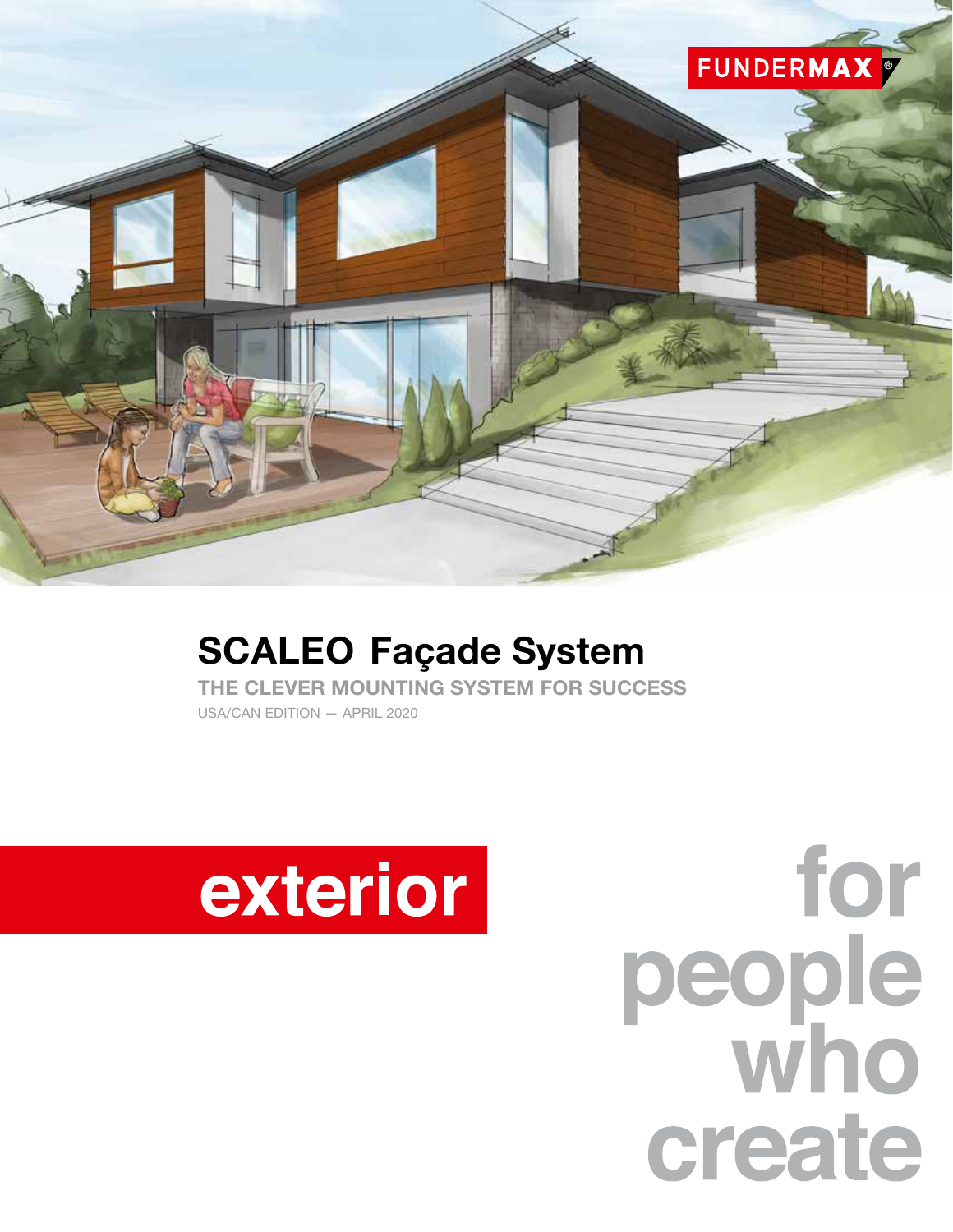FUNDERMAX®

# SCALEO Façade System

## THE CLEVER MOUNTING SYSTEM FOR SUCCESS

USA/CAN EDITION — APRIL 2020

**exterior**

for people who create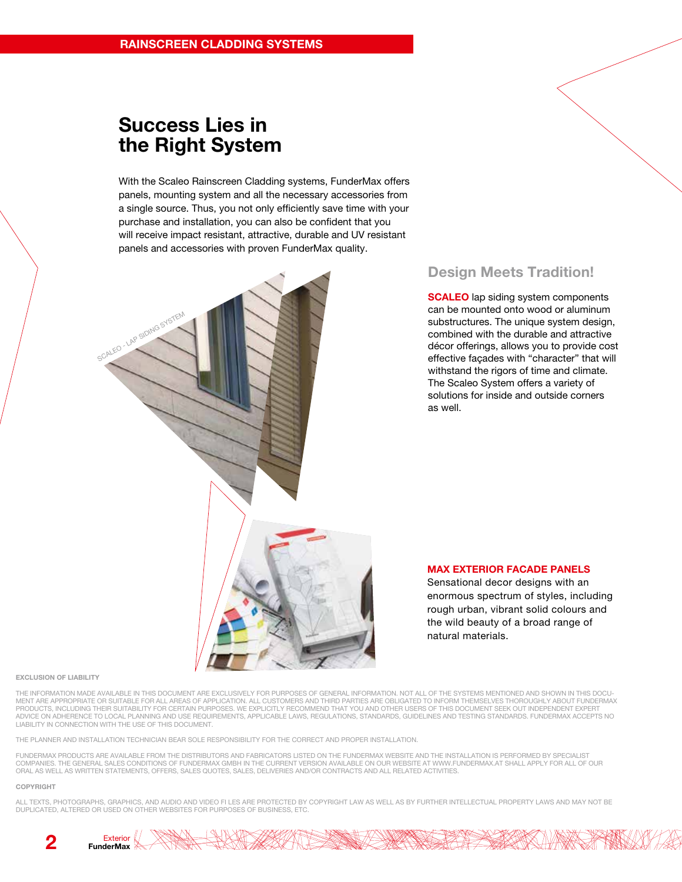RAINSCREEN CLADDING SYSTEMS

# Success Lies in the Right System

With the Scaleo Rainscreen Cladding systems, FunderMax offers panels, mounting system and all the necessary accessories from a single source. Thus, you not only efficiently save time with your purchase and installation, you can also be confident that you will receive impact resistant, attractive, durable and UV resistant panels and accessories with proven FunderMax quality.

SCALEO - LAP SIDING SYSTEM

## Design Meets Tradition!

**SCALEO** lap siding system components can be mounted onto wood or aluminum substructures. The unique system design, combined with the durable and attractive décor offerings, allows you to provide cost effective façades with "character" that will withstand the rigors of time and climate. The Scaleo System offers a variety of solutions for inside and outside corners as well.

**MAX EXTERIOR FACADE PANELS**
Sensational decor designs with an enormous spectrum of styles, including rough urban, vibrant solid colours and the wild beauty of a broad range of natural materials.

**EXCLUSION OF LIABILITY**

THE INFORMATION MADE AVAILABLE IN THIS DOCUMENT ARE EXCLUSIVELY FOR PURPOSES OF GENERAL INFORMATION. NOT ALL OF THE SYSTEMS MENTIONED AND SHOWN IN THIS DOCUMENT ARE APPROPRIATE OR SUITABLE FOR ALL AREAS OF APPLICATION. ALL CUSTOMERS AND THIRD PARTIES ARE OBLIGATED TO INFORM THEMSELVES THOROUGHLY ABOUT FUNDERMAX PRODUCTS, INCLUDING THEIR SUITABILITY FOR CERTAIN PURPOSES. WE EXPLICITLY RECOMMEND THAT YOU AND OTHER USERS OF THIS DOCUMENT SEEK OUT INDEPENDENT EXPERT ADVICE ON ADHERENCE TO LOCAL PLANNING AND USE REQUIREMENTS, APPLICABLE LAWS, REGULATIONS, STANDARDS, GUIDELINES AND TESTING STANDARDS. FUNDERMAX ACCEPTS NO LIABILITY IN CONNECTION WITH THE USE OF THIS DOCUMENT.

THE PLANNER AND INSTALLATION TECHNICIAN BEAR SOLE RESPONSIBILITY FOR THE CORRECT AND PROPER INSTALLATION.

FUNDERMAX PRODUCTS ARE AVAILABLE FROM THE DISTRIBUTORS AND FABRICATORS LISTED ON THE FUNDERMAX WEBSITE AND THE INSTALLATION IS PERFORMED BY SPECIALIST COMPANIES. THE GENERAL SALES CONDITIONS OF FUNDERMAX GMBH IN THE CURRENT VERSION AVAILABLE ON OUR WEBSITE AT WWW.FUNDERMAX.AT SHALL APPLY FOR ALL OF OUR ORAL AS WELL AS WRITTEN STATEMENTS, OFFERS, SALES QUOTES, SALES, DELIVERIES AND/OR CONTRACTS AND ALL RELATED ACTIVITIES.

**COPYRIGHT**

ALL TEXTS, PHOTOGRAPHS, GRAPHICS, AND AUDIO AND VIDEO FI LES ARE PROTECTED BY COPYRIGHT LAW AS WELL AS BY FURTHER INTELLECTUAL PROPERTY LAWS AND MAY NOT BE DUPLICATED, ALTERED OR USED ON OTHER WEBSITES FOR PURPOSES OF BUSINESS, ETC.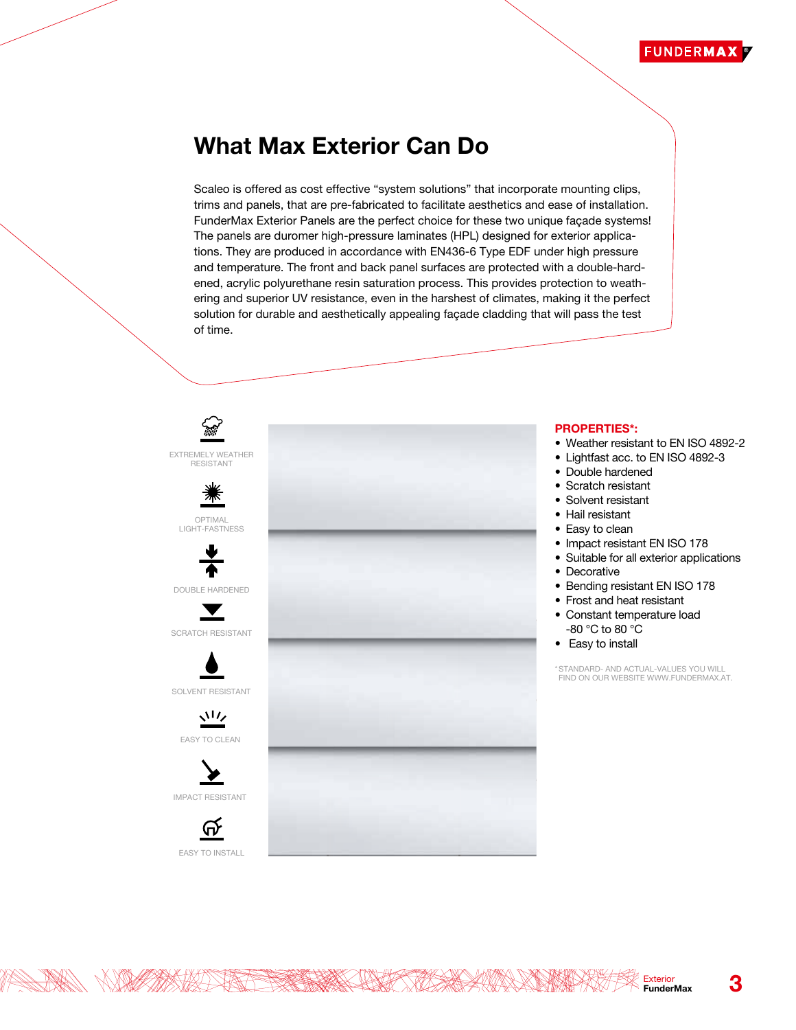# What Max Exterior Can Do

Scaleo is offered as cost effective “system solutions” that incorporate mounting clips, trims and panels, that are pre-fabricated to facilitate aesthetics and ease of installation. FunderMax Exterior Panels are the perfect choice for these two unique façade systems! The panels are duromer high-pressure laminates (HPL) designed for exterior applications. They are produced in accordance with EN436-6 Type EDF under high pressure and temperature. The front and back panel surfaces are protected with a double-hardened, acrylic polyurethane resin saturation process. This provides protection to weathering and superior UV resistance, even in the harshest of climates, making it the perfect solution for durable and aesthetically appealing façade cladding that will pass the test of time.

EXTREMELY WEATHER RESISTANT

OPTIMAL LIGHT-FASTNESS

DOUBLE HARDENED

SCRATCH RESISTANT

SOLVENT RESISTANT

EASY TO CLEAN

IMPACT RESISTANT

EASY TO INSTALL

**PROPERTIES*:**

- Weather resistant to EN ISO 4892-2
- Lightfast acc. to EN ISO 4892-3
- Double hardened
- Scratch resistant
- Solvent resistant
- Hail resistant
- Easy to clean
- Impact resistant EN ISO 178
- Suitable for all exterior applications
- Decorative
- Bending resistant EN ISO 178
- Frost and heat resistant
- Constant temperature load -80 °C to 80 °C
- Easy to install

*STANDARD- AND ACTUAL-VALUES YOU WILL FIND ON OUR WEBSITE WWW.FUNDERMAX.AT.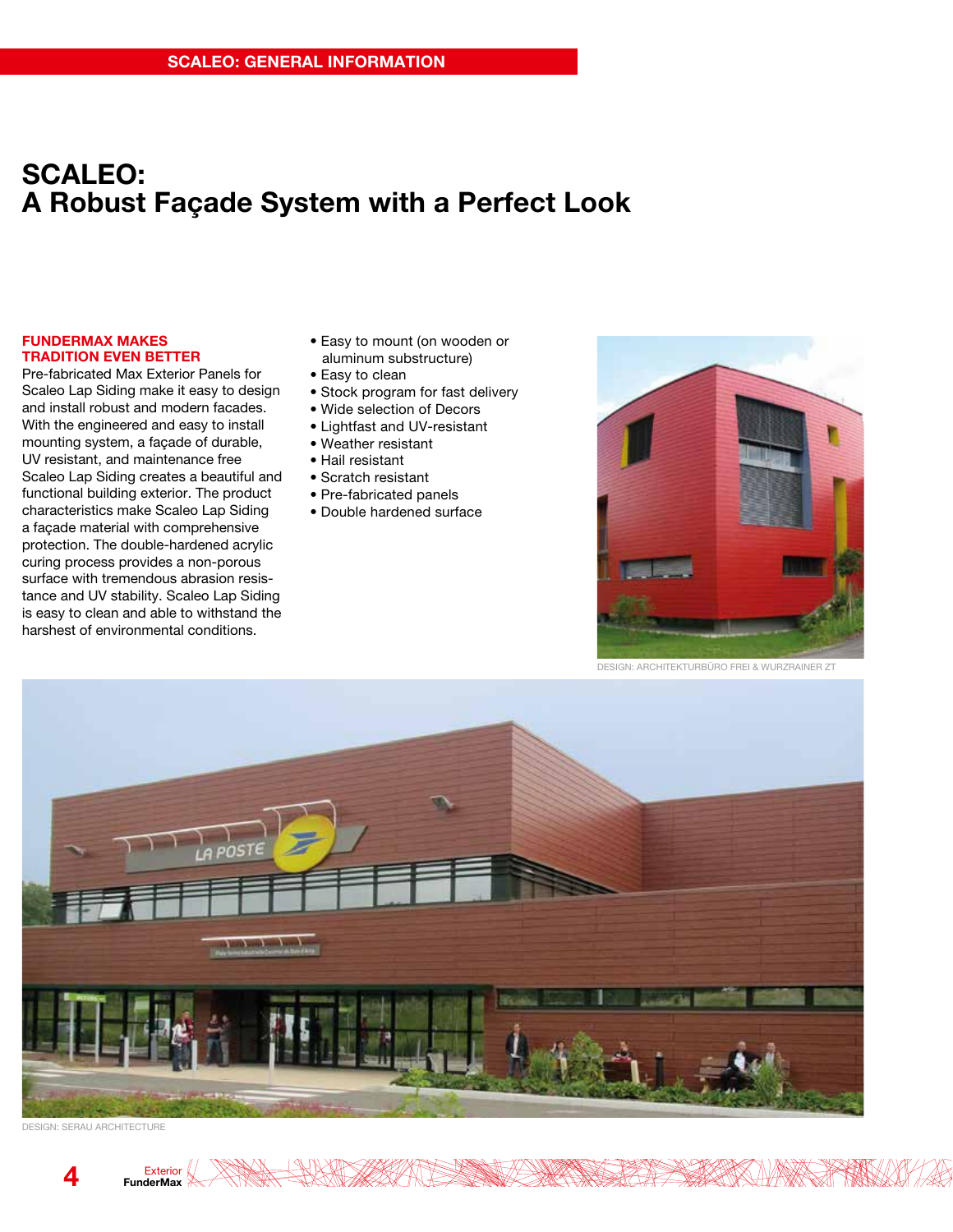# SCALEO: A Robust Façade System with a Perfect Look

## FUNDERMAX MAKES TRADITION EVEN BETTER

Pre-fabricated Max Exterior Panels for Scaleo Lap Siding make it easy to design and install robust and modern facades. With the engineered and easy to install mounting system, a façade of durable, UV resistant, and maintenance free Scaleo Lap Siding creates a beautiful and functional building exterior. The product characteristics make Scaleo Lap Siding a façade material with comprehensive protection. The double-hardened acrylic curing process provides a non-porous surface with tremendous abrasion resistance and UV stability. Scaleo Lap Siding is easy to clean and able to withstand the harshest of environmental conditions.

- Easy to mount (on wooden or aluminum substructure)
- Easy to clean
- Stock program for fast delivery
- Wide selection of Decors
- Lightfast and UV-resistant
- Weather resistant
- Hail resistant
- Scratch resistant
- Pre-fabricated panels
- Double hardened surface

DESIGN: ARCHITEKTURBÜRO FREI & WURZRAINER ZT

DESIGN: SERAU ARCHITECTURE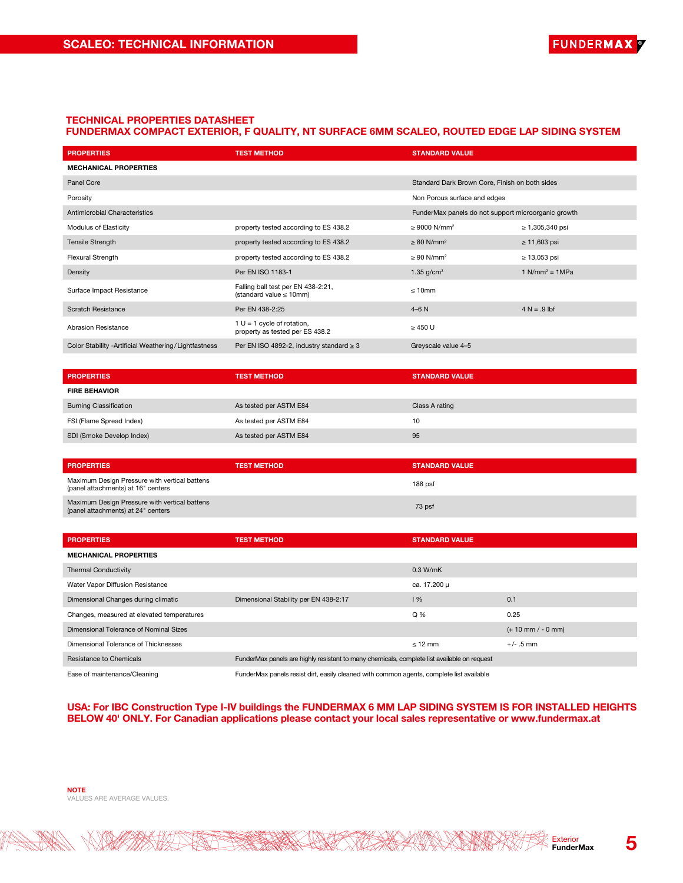## TECHNICAL PROPERTIES DATASHEET
## FUNDERMAX COMPACT EXTERIOR, F QUALITY, NT SURFACE 6MM SCALEO, ROUTED EDGE LAP SIDING SYSTEM

| PROPERTIES | TEST METHOD | STANDARD VALUE | |
|---|---|---|---|
| **MECHANICAL PROPERTIES** | | | |
| Panel Core | | Standard Dark Brown Core, Finish on both sides | |
| Porosity | | Non Porous surface and edges | |
| Antimicrobial Characteristics | | FunderMax panels do not support microorganic growth | |
| Modulus of Elasticity | property tested according to ES 438.2 | ≥ 9000 N/mm² | ≥ 1,305,340 psi |
| Tensile Strength | property tested according to ES 438.2 | ≥ 80 N/mm² | ≥ 11,603 psi |
| Flexural Strength | property tested according to ES 438.2 | ≥ 90 N/mm² | ≥ 13,053 psi |
| Density | Per EN ISO 1183-1 | 1.35 g/cm³ | 1 N/mm² = 1MPa |
| Surface Impact Resistance | Falling ball test per EN 438-2:21, (standard value ≤ 10mm) | ≤ 10mm | |
| Scratch Resistance | Per EN 438-2:25 | 4–6 N | 4 N = .9 lbf |
| Abrasion Resistance | 1 U = 1 cycle of rotation, property as tested per ES 438.2 | ≥ 450 U | |
| Color Stability -Artificial Weathering/Lightfastness | Per EN ISO 4892-2, industry standard ≥ 3 | Greyscale value 4–5 | |

| PROPERTIES | TEST METHOD | STANDARD VALUE |
|---|---|---|
| **FIRE BEHAVIOR** | | |
| Burning Classification | As tested per ASTM E84 | Class A rating |
| FSI (Flame Spread Index) | As tested per ASTM E84 | 10 |
| SDI (Smoke Develop Index) | As tested per ASTM E84 | 95 |

| PROPERTIES | TEST METHOD | STANDARD VALUE |
|---|---|---|
| Maximum Design Pressure with vertical battens (panel attachments) at 16" centers | | 188 psf |
| Maximum Design Pressure with vertical battens (panel attachments) at 24" centers | | 73 psf |

| PROPERTIES | TEST METHOD | STANDARD VALUE | |
|---|---|---|---|
| **MECHANICAL PROPERTIES** | | | |
| Thermal Conductivity | | 0.3 W/mK | |
| Water Vapor Diffusion Resistance | | ca. 17.200 μ | |
| Dimensional Changes during climatic | Dimensional Stability per EN 438-2:17 | l % | 0.1 |
| Changes, measured at elevated temperatures | | Q % | 0.25 |
| Dimensional Tolerance of Nominal Sizes | | | (+ 10 mm / - 0 mm) |
| Dimensional Tolerance of Thicknesses | | ≤ 12 mm | +/- .5 mm |
| Resistance to Chemicals | FunderMax panels are highly resistant to many chemicals, complete list available on request | | |
| Ease of maintenance/Cleaning | FunderMax panels resist dirt, easily cleaned with common agents, complete list available | | |

**USA: For IBC Construction Type I-IV buildings the FUNDERMAX 6 MM LAP SIDING SYSTEM IS FOR INSTALLED HEIGHTS BELOW 40' ONLY. For Canadian applications please contact your local sales representative or www.fundermax.at**

**NOTE**
VALUES ARE AVERAGE VALUES.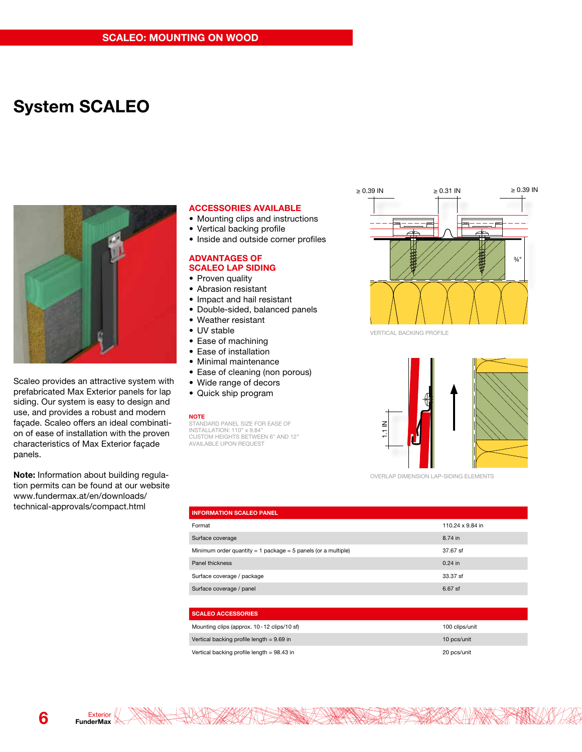## SCALEO: MOUNTING ON WOOD

# System SCALEO

Scaleo provides an attractive system with prefabricated Max Exterior panels for lap siding. Our system is easy to design and use, and provides a robust and modern façade. Scaleo offers an ideal combination of ease of installation with the proven characteristics of Max Exterior façade panels.

**Note:** Information about building regulation permits can be found at our website www.fundermax.at/en/downloads/technical-approvals/compact.html

### ACCESSORIES AVAILABLE

- Mounting clips and instructions
- Vertical backing profile
- Inside and outside corner profiles

### ADVANTAGES OF SCALEO LAP SIDING

- Proven quality
- Abrasion resistant
- Impact and hail resistant
- Double-sided, balanced panels
- Weather resistant
- UV stable
- Ease of machining
- Ease of installation
- Minimal maintenance
- Ease of cleaning (non porous)
- Wide range of decors
- Quick ship program

**NOTE**

STANDARD PANEL SIZE FOR EASE OF INSTALLATION: 110" x 9.84"
CUSTOM HEIGHTS BETWEEN 6" AND 12" AVAILABLE UPON REQUEST

≥ 0.39 IN ≥ 0.31 IN ≥ 0.39 IN ¾"

VERTICAL BACKING PROFILE

1.1 IN

OVERLAP DIMENSION LAP-SIDING ELEMENTS

| INFORMATION SCALEO PANEL | |
|---|---|
| Format | 110.24 x 9.84 in |
| Surface coverage | 8.74 in |
| Minimum order quantity = 1 package = 5 panels (or a multiple) | 37.67 sf |
| Panel thickness | 0.24 in |
| Surface coverage / package | 33.37 sf |
| Surface coverage / panel | 6.67 sf |

| SCALEO ACCESSORIES | |
|---|---|
| Mounting clips (approx. 10 - 12 clips/10 sf) | 100 clips/unit |
| Vertical backing profile length = 9.69 in | 10 pcs/unit |
| Vertical backing profile length = 98.43 in | 20 pcs/unit |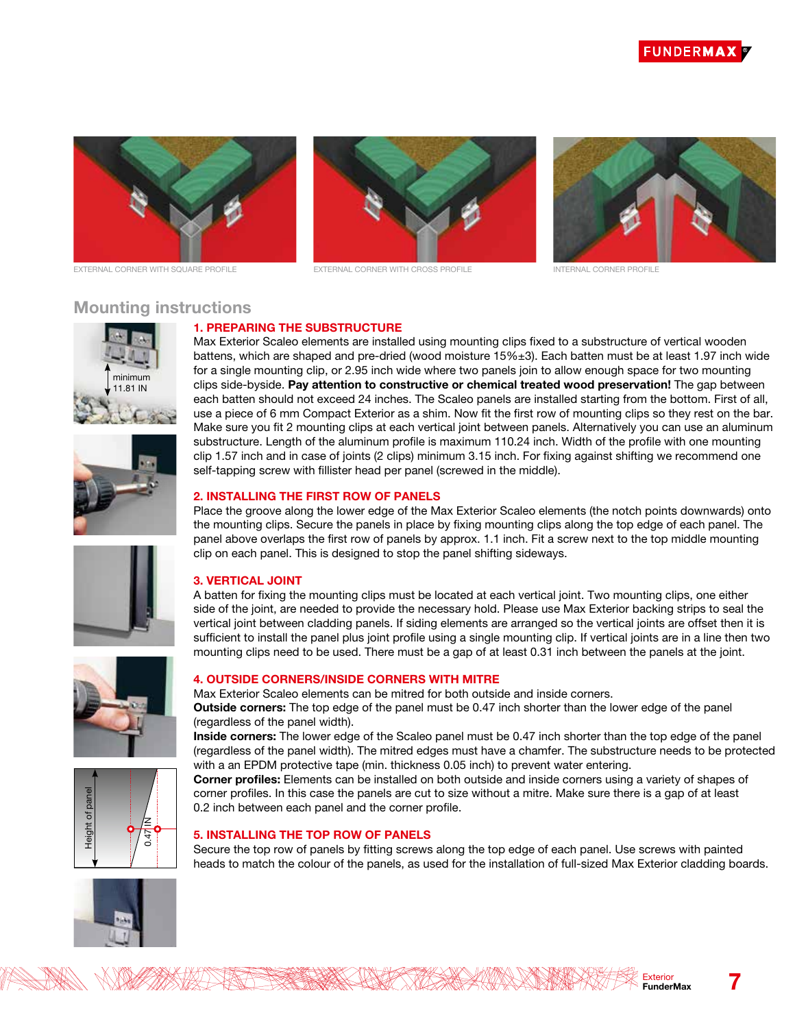EXTERNAL CORNER WITH SQUARE PROFILE

EXTERNAL CORNER WITH CROSS PROFILE

INTERNAL CORNER PROFILE

## Mounting instructions

minimum 11.81 IN

### 1. PREPARING THE SUBSTRUCTURE

Max Exterior Scaleo elements are installed using mounting clips fixed to a substructure of vertical wooden battens, which are shaped and pre-dried (wood moisture 15%±3). Each batten must be at least 1.97 inch wide for a single mounting clip, or 2.95 inch wide where two panels join to allow enough space for two mounting clips side-byside. **Pay attention to constructive or chemical treated wood preservation!** The gap between each batten should not exceed 24 inches. The Scaleo panels are installed starting from the bottom. First of all, use a piece of 6 mm Compact Exterior as a shim. Now fit the first row of mounting clips so they rest on the bar. Make sure you fit 2 mounting clips at each vertical joint between panels. Alternatively you can use an aluminum substructure. Length of the aluminum profile is maximum 110.24 inch. Width of the profile with one mounting clip 1.57 inch and in case of joints (2 clips) minimum 3.15 inch. For fixing against shifting we recommend one self-tapping screw with fillister head per panel (screwed in the middle).

### 2. INSTALLING THE FIRST ROW OF PANELS

Place the groove along the lower edge of the Max Exterior Scaleo elements (the notch points downwards) onto the mounting clips. Secure the panels in place by fixing mounting clips along the top edge of each panel. The panel above overlaps the first row of panels by approx. 1.1 inch. Fit a screw next to the top middle mounting clip on each panel. This is designed to stop the panel shifting sideways.

### 3. VERTICAL JOINT

A batten for fixing the mounting clips must be located at each vertical joint. Two mounting clips, one either side of the joint, are needed to provide the necessary hold. Please use Max Exterior backing strips to seal the vertical joint between cladding panels. If siding elements are arranged so the vertical joints are offset then it is sufficient to install the panel plus joint profile using a single mounting clip. If vertical joints are in a line then two mounting clips need to be used. There must be a gap of at least 0.31 inch between the panels at the joint.

### 4. OUTSIDE CORNERS/INSIDE CORNERS WITH MITRE

Max Exterior Scaleo elements can be mitred for both outside and inside corners.

**Outside corners:** The top edge of the panel must be 0.47 inch shorter than the lower edge of the panel (regardless of the panel width).

**Inside corners:** The lower edge of the Scaleo panel must be 0.47 inch shorter than the top edge of the panel (regardless of the panel width). The mitred edges must have a chamfer. The substructure needs to be protected with a an EPDM protective tape (min. thickness 0.05 inch) to prevent water entering.

**Corner profiles:** Elements can be installed on both outside and inside corners using a variety of shapes of corner profiles. In this case the panels are cut to size without a mitre. Make sure there is a gap of at least 0.2 inch between each panel and the corner profile.

Height of panel

0.47 IN

### 5. INSTALLING THE TOP ROW OF PANELS

Secure the top row of panels by fitting screws along the top edge of each panel. Use screws with painted heads to match the colour of the panels, as used for the installation of full-sized Max Exterior cladding boards.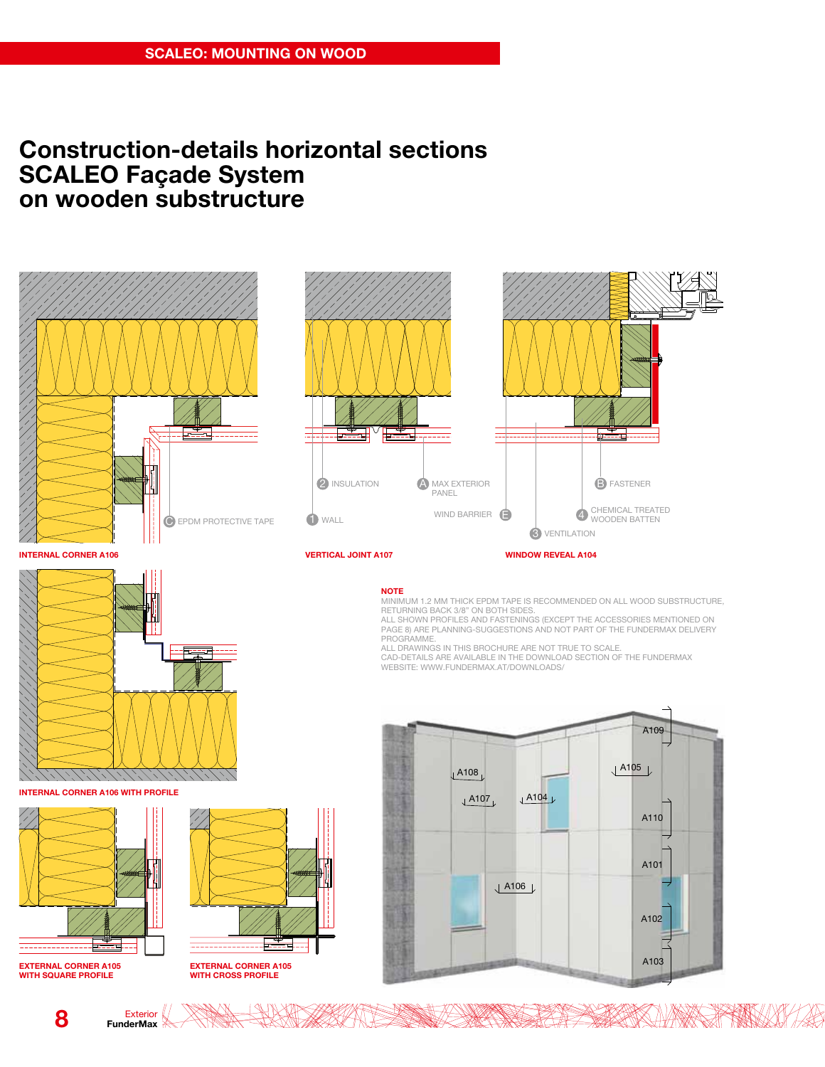SCALEO: MOUNTING ON WOOD

# Construction-details horizontal sections SCALEO Façade System on wooden substructure

2 INSULATION

A MAX EXTERIOR PANEL

B FASTENER

1 WALL

WIND BARRIER E

4 CHEMICAL TREATED WOODEN BATTEN

3 VENTILATION

C EPDM PROTECTIVE TAPE

INTERNAL CORNER A106

VERTICAL JOINT A107

WINDOW REVEAL A104

INTERNAL CORNER A106 WITH PROFILE

EXTERNAL CORNER A105 WITH SQUARE PROFILE

EXTERNAL CORNER A105 WITH CROSS PROFILE

**NOTE**

MINIMUM 1.2 MM THICK EPDM TAPE IS RECOMMENDED ON ALL WOOD SUBSTRUCTURE, RETURNING BACK 3/8" ON BOTH SIDES.
ALL SHOWN PROFILES AND FASTENINGS (EXCEPT THE ACCESSORIES MENTIONED ON PAGE 8) ARE PLANNING-SUGGESTIONS AND NOT PART OF THE FUNDERMAX DELIVERY PROGRAMME.
ALL DRAWINGS IN THIS BROCHURE ARE NOT TRUE TO SCALE.
CAD-DETAILS ARE AVAILABLE IN THE DOWNLOAD SECTION OF THE FUNDERMAX WEBSITE: WWW.FUNDERMAX.AT/DOWNLOADS/

A109, A108, A105, A107, A104, A110, A101, A106, A102, A103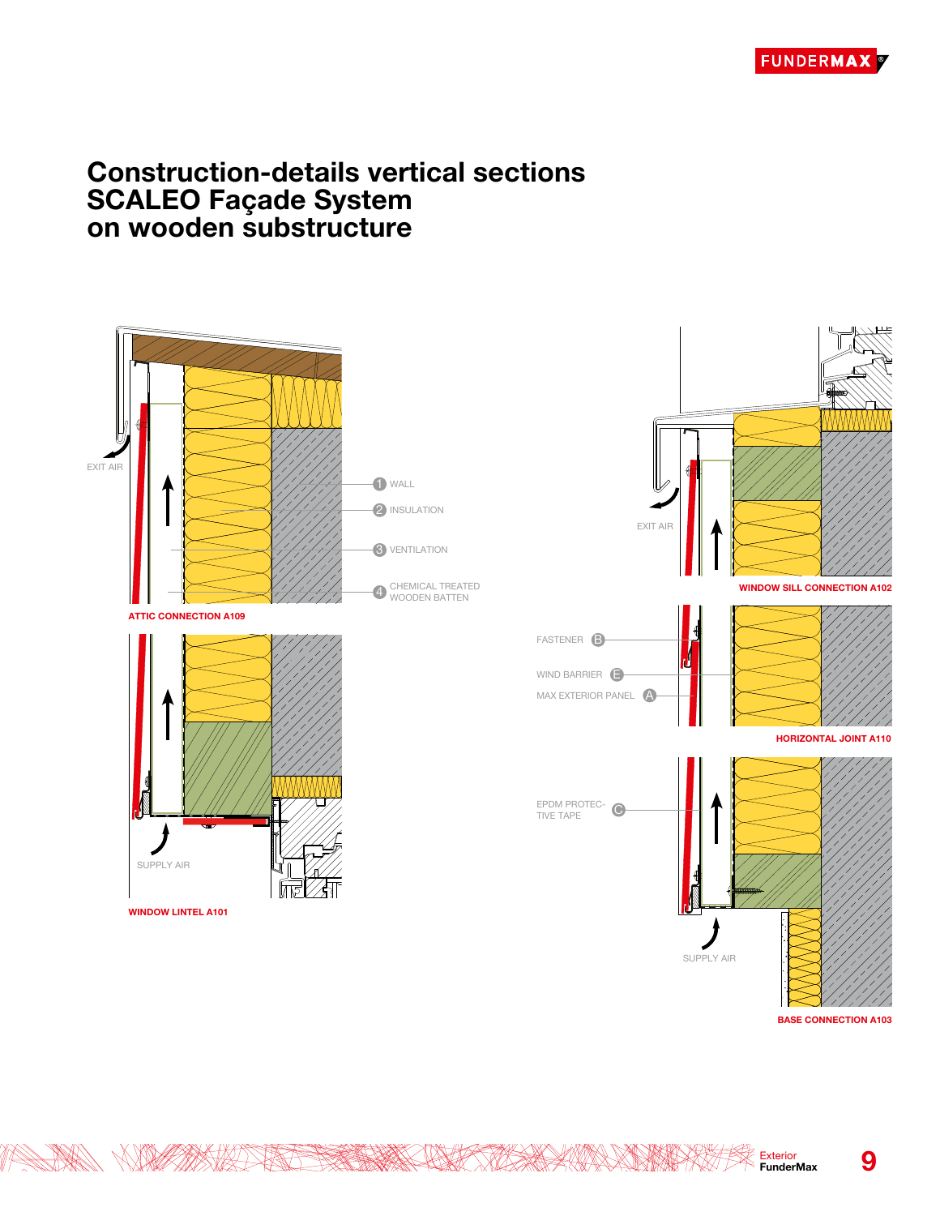# Construction-details vertical sections SCALEO Façade System on wooden substructure

EXIT AIR

1 WALL

2 INSULATION

3 VENTILATION

4 CHEMICAL TREATED WOODEN BATTEN

ATTIC CONNECTION A109

SUPPLY AIR

WINDOW LINTEL A101

EXIT AIR

WINDOW SILL CONNECTION A102

FASTENER B

WIND BARRIER E

MAX EXTERIOR PANEL A

HORIZONTAL JOINT A110

EPDM PROTECTIVE TAPE C

SUPPLY AIR

BASE CONNECTION A103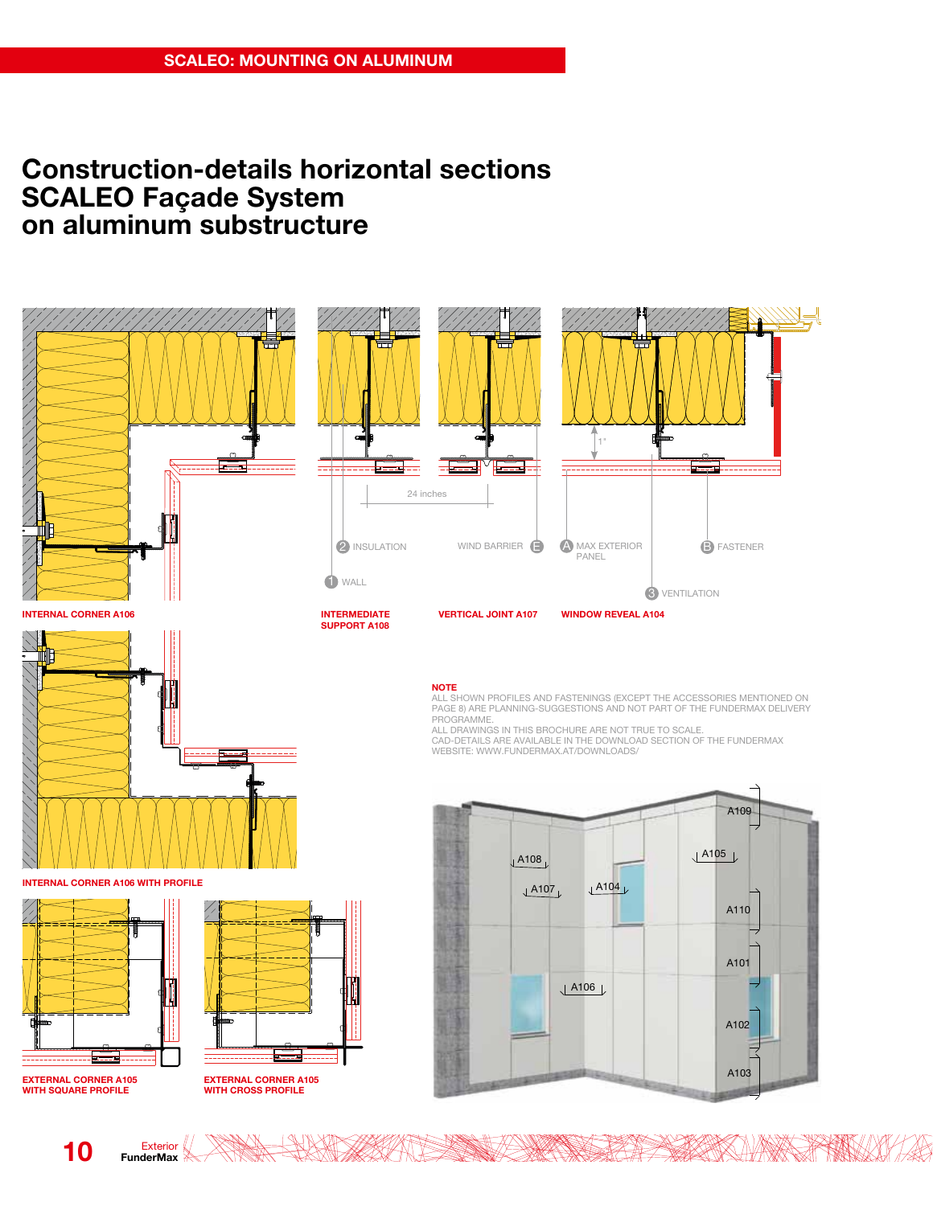# Construction-details horizontal sections SCALEO Façade System on aluminum substructure

24 inches

2 INSULATION

1 WALL

WIND BARRIER E

A MAX EXTERIOR PANEL

B FASTENER

3 VENTILATION

1"

INTERNAL CORNER A106

INTERMEDIATE SUPPORT A108

VERTICAL JOINT A107

WINDOW REVEAL A104

INTERNAL CORNER A106 WITH PROFILE

EXTERNAL CORNER A105 WITH SQUARE PROFILE

EXTERNAL CORNER A105 WITH CROSS PROFILE

**NOTE**

ALL SHOWN PROFILES AND FASTENINGS (EXCEPT THE ACCESSORIES MENTIONED ON PAGE 8) ARE PLANNING-SUGGESTIONS AND NOT PART OF THE FUNDERMAX DELIVERY PROGRAMME.
ALL DRAWINGS IN THIS BROCHURE ARE NOT TRUE TO SCALE.
CAD-DETAILS ARE AVAILABLE IN THE DOWNLOAD SECTION OF THE FUNDERMAX WEBSITE: WWW.FUNDERMAX.AT/DOWNLOADS/

A109, A108, A105, A107, A104, A110, A101, A106, A102, A103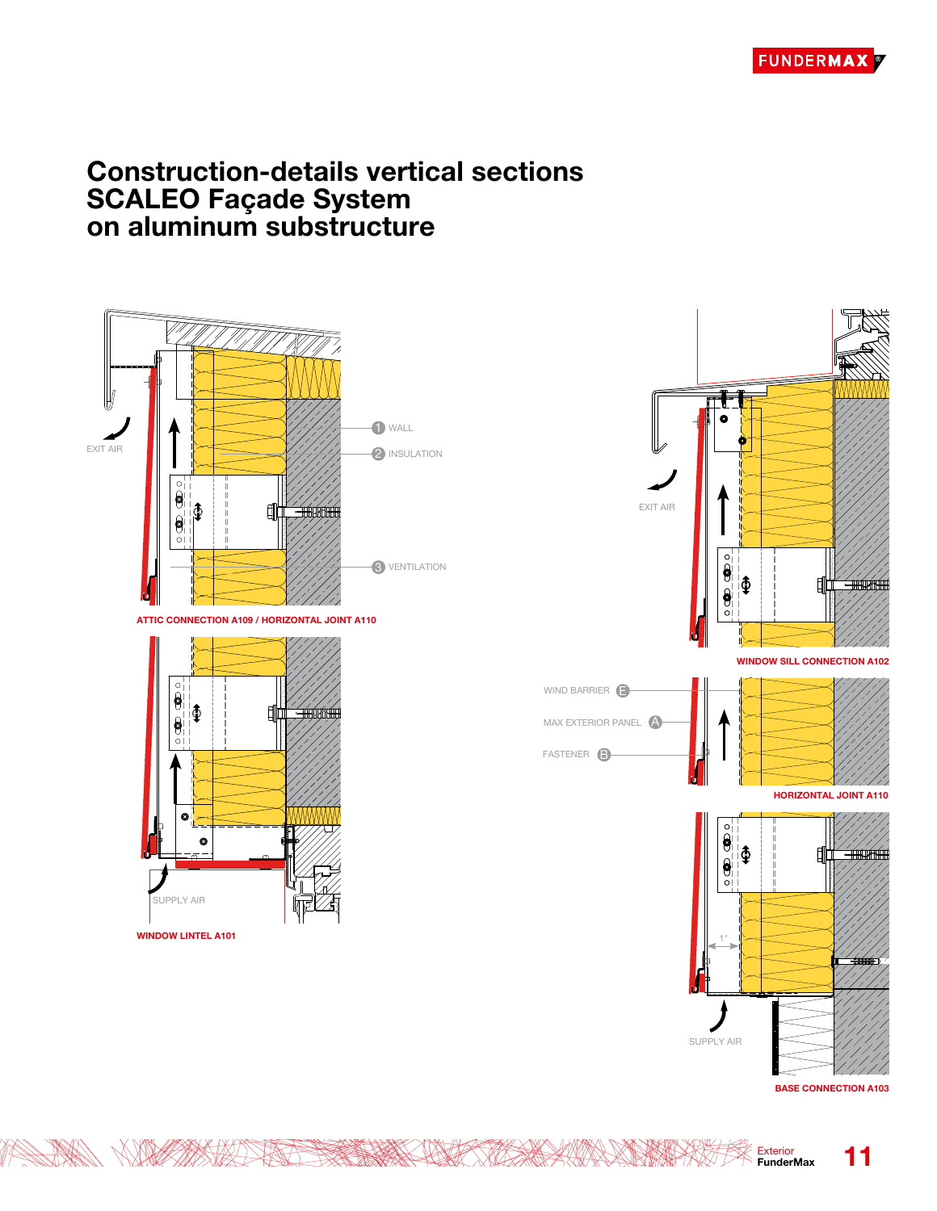# Construction-details vertical sections SCALEO Façade System on aluminum substructure

EXIT AIR

1 WALL

2 INSULATION

3 VENTILATION

ATTIC CONNECTION A109 / HORIZONTAL JOINT A110

SUPPLY AIR

WINDOW LINTEL A101

EXIT AIR

WINDOW SILL CONNECTION A102

WIND BARRIER E

MAX EXTERIOR PANEL A

FASTENER B

HORIZONTAL JOINT A110

1"

SUPPLY AIR

BASE CONNECTION A103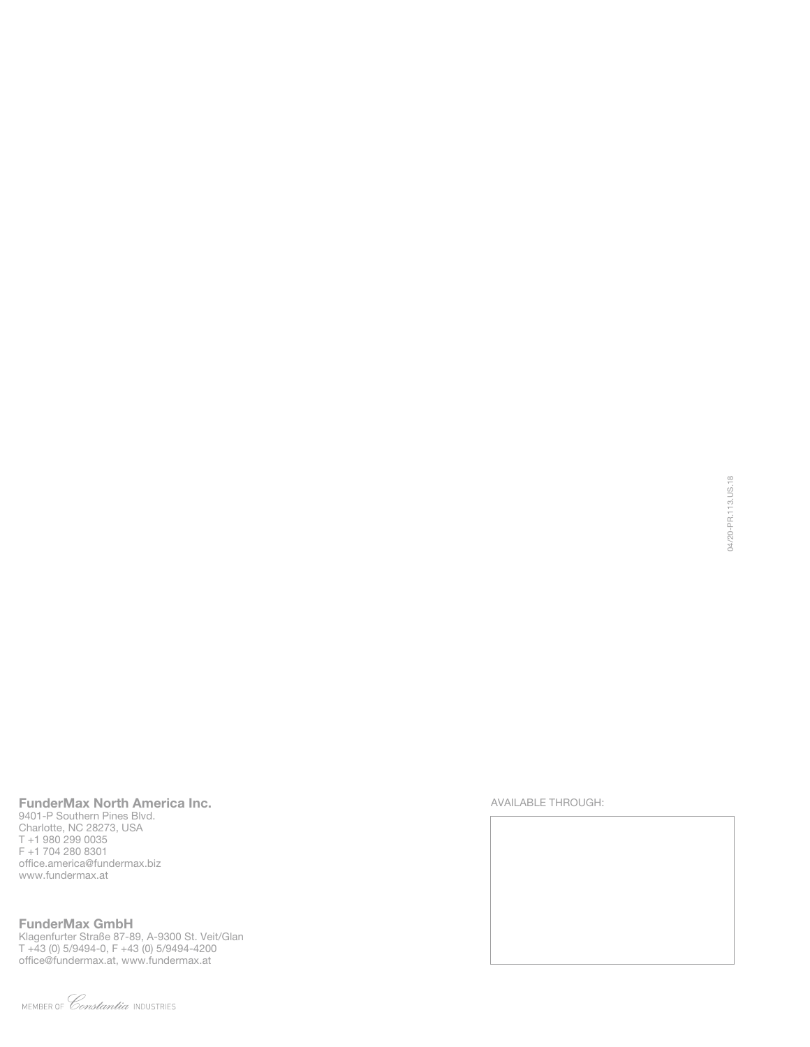04/20-PR.113.US.18

**FunderMax North America Inc.**
9401-P Southern Pines Blvd.
Charlotte, NC 28273, USA
T +1 980 299 0035
F +1 704 280 8301
office.america@fundermax.biz
www.fundermax.at

**FunderMax GmbH**
Klagenfurter Straße 87-89, A-9300 St. Veit/Glan
T +43 (0) 5/9494-0, F +43 (0) 5/9494-4200
office@fundermax.at, www.fundermax.at

MEMBER OF *Constantia* INDUSTRIES

AVAILABLE THROUGH: